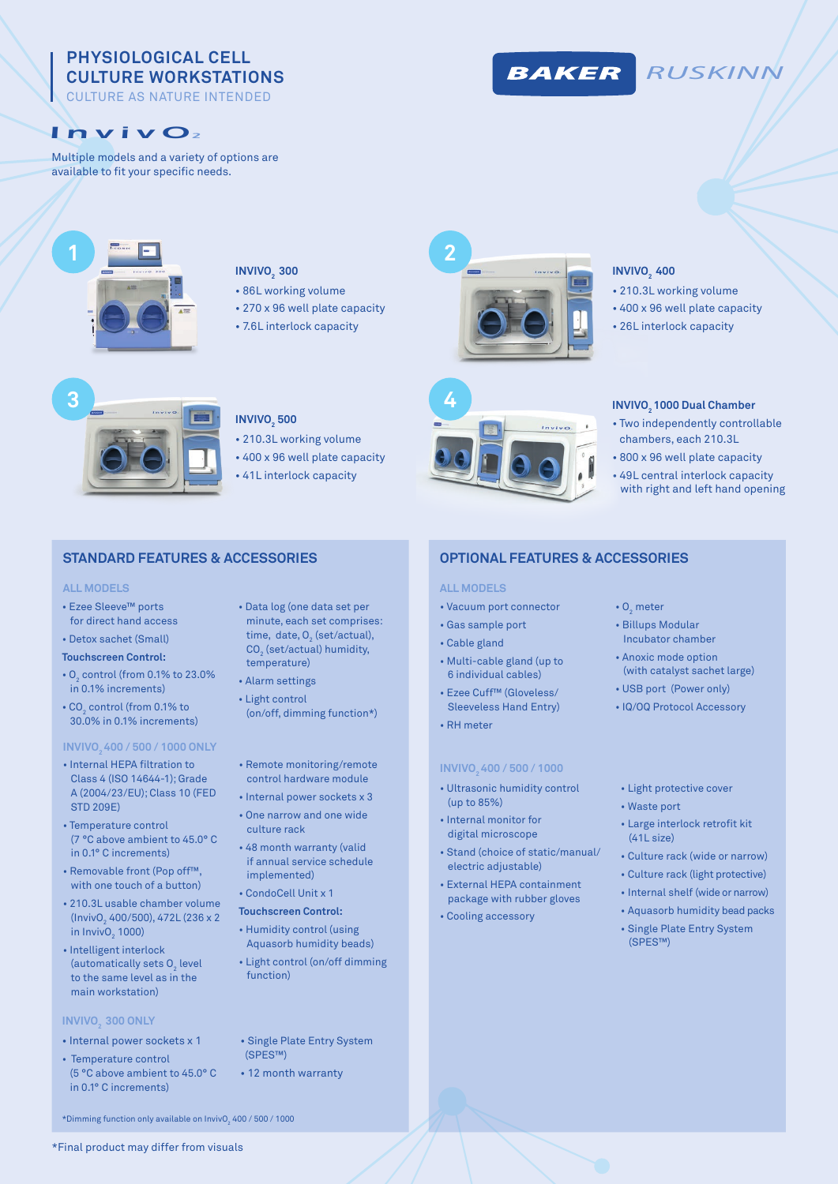# PHYSIOLOGICAL CELL CULTURE WORKSTATIONS

CULTURE AS NATURE INTENDED

BAKER RUSKINN

## $InvivO_2$

Multiple models and a variety of options are available to fit your specific needs.

### 1 — $INVIVO_2$ 300

- 86L working volume
- 270 x 96 well plate capacity
- 7.6L interlock capacity

### 2 — $INVIVO_2$ 400

- 210.3L working volume
- 400 x 96 well plate capacity
- 26L interlock capacity

### 3 — $INVIVO_2$ 500

- 210.3L working volume
- 400 x 96 well plate capacity
- 41L interlock capacity

### 4 — $INVIVO_2$ 1000 Dual Chamber

- Two independently controllable chambers, each 210.3L
- 800 x 96 well plate capacity
- 49L central interlock capacity with right and left hand opening

## STANDARD FEATURES & ACCESSORIES

### ALL MODELS

- Ezee Sleeve™ ports for direct hand access
- Detox sachet (Small)

**Touchscreen Control:**

- $O_2$ control (from 0.1% to 23.0% in 0.1% increments)
- $CO_2$ control (from 0.1% to 30.0% in 0.1% increments)
- Data log (one data set per minute, each set comprises: time, date, $O_2$ (set/actual), $CO_2$ (set/actual) humidity, temperature)
- Alarm settings
- Light control (on/off, dimming function*)

### $INVIVO_2$ 400 / 500 / 1000 ONLY

- Internal HEPA filtration to Class 4 (ISO 14644-1); Grade A (2004/23/EU); Class 10 (FED STD 209E)
- Temperature control (7 °C above ambient to 45.0° C in 0.1° C increments)
- Removable front (Pop off™, with one touch of a button)
- 210.3L usable chamber volume ($InvivO_2$ 400/500), 472L (236 x 2 in $InvivO_2$ 1000)
- Intelligent interlock (automatically sets $O_2$ level to the same level as in the main workstation)
- Remote monitoring/remote control hardware module
- Internal power sockets x 3
- One narrow and one wide culture rack
- 48 month warranty (valid if annual service schedule implemented)
- CondoCell Unit x 1

**Touchscreen Control:**

- Humidity control (using Aquasorb humidity beads)
- Light control (on/off dimming function)

### $INVIVO_2$ 300 ONLY

- Internal power sockets x 1
- Temperature control (5 °C above ambient to 45.0° C in 0.1° C increments)
- Single Plate Entry System (SPES™)
- 12 month warranty

*Dimming function only available on $InvivO_2$ 400 / 500 / 1000

## OPTIONAL FEATURES & ACCESSORIES

### ALL MODELS

- Vacuum port connector
- Gas sample port
- Cable gland
- Multi-cable gland (up to 6 individual cables)
- Ezee Cuff™ (Gloveless/ Sleeveless Hand Entry)
- RH meter
- $O_2$ meter
- Billups Modular Incubator chamber
- Anoxic mode option (with catalyst sachet large)
- USB port (Power only)
- IQ/OQ Protocol Accessory

### $INVIVO_2$ 400 / 500 / 1000

- Ultrasonic humidity control (up to 85%)
- Internal monitor for digital microscope
- Stand (choice of static/manual/ electric adjustable)
- External HEPA containment package with rubber gloves
- Cooling accessory
- Light protective cover
- Waste port
- Large interlock retrofit kit (41L size)
- Culture rack (wide or narrow)
- Culture rack (light protective)
- Internal shelf (wide or narrow)
- Aquasorb humidity bead packs
- Single Plate Entry System (SPES™)

*Final product may differ from visuals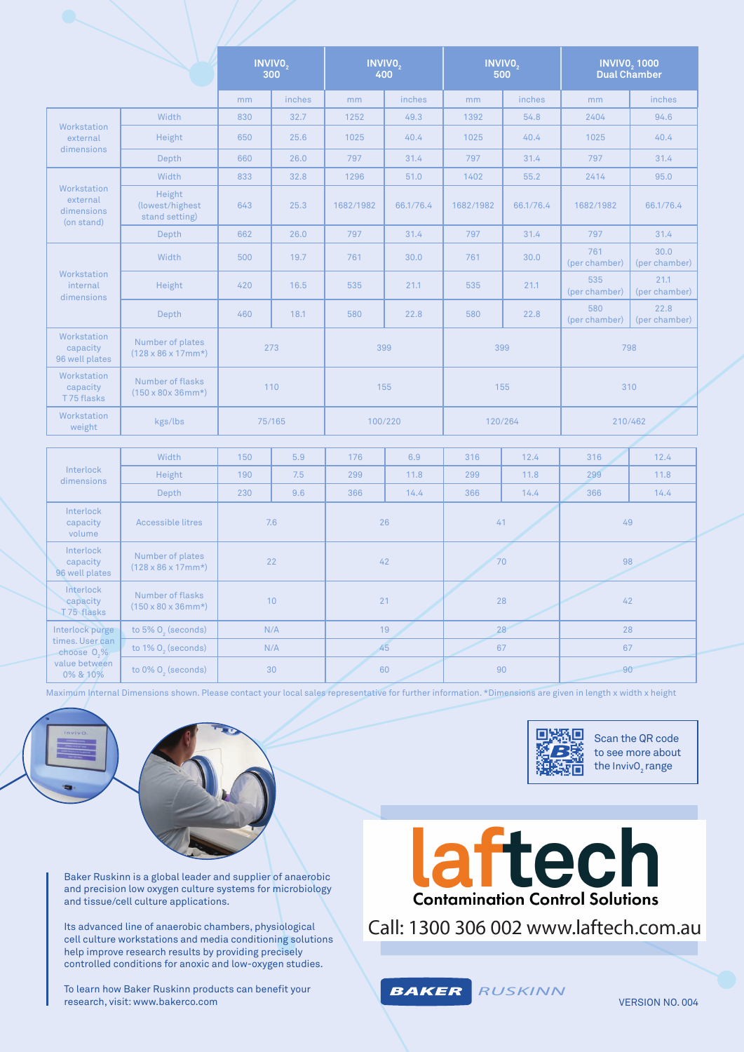| | | INVIVO $_2$ 300 | | INVIVO $_2$ 400 | | INVIVO $_2$ 500 | | INVIVO $_2$ 1000 Dual Chamber | |
|---|---|---|---|---|---|---|---|---|---|
| | | mm | inches | mm | inches | mm | inches | mm | inches |
| Workstation external dimensions | Width | 830 | 32.7 | 1252 | 49.3 | 1392 | 54.8 | 2404 | 94.6 |
| | Height | 650 | 25.6 | 1025 | 40.4 | 1025 | 40.4 | 1025 | 40.4 |
| | Depth | 660 | 26.0 | 797 | 31.4 | 797 | 31.4 | 797 | 31.4 |
| Workstation external dimensions (on stand) | Width | 833 | 32.8 | 1296 | 51.0 | 1402 | 55.2 | 2414 | 95.0 |
| | Height (lowest/highest stand setting) | 643 | 25.3 | 1682/1982 | 66.1/76.4 | 1682/1982 | 66.1/76.4 | 1682/1982 | 66.1/76.4 |
| | Depth | 662 | 26.0 | 797 | 31.4 | 797 | 31.4 | 797 | 31.4 |
| Workstation internal dimensions | Width | 500 | 19.7 | 761 | 30.0 | 761 | 30.0 | 761 (per chamber) | 30.0 (per chamber) |
| | Height | 420 | 16.5 | 535 | 21.1 | 535 | 21.1 | 535 (per chamber) | 21.1 (per chamber) |
| | Depth | 460 | 18.1 | 580 | 22.8 | 580 | 22.8 | 580 (per chamber) | 22.8 (per chamber) |
| Workstation capacity 96 well plates | Number of plates (128 x 86 x 17mm*) | 273 | | 399 | | 399 | | 798 | |
| Workstation capacity T75 flasks | Number of flasks (150 x 80x 36mm*) | 110 | | 155 | | 155 | | 310 | |
| Workstation weight | kgs/lbs | 75/165 | | 100/220 | | 120/264 | | 210/462 | |
| Interlock dimensions | Width | 150 | 5.9 | 176 | 6.9 | 316 | 12.4 | 316 | 12.4 |
| | Height | 190 | 7.5 | 299 | 11.8 | 299 | 11.8 | 299 | 11.8 |
| | Depth | 230 | 9.6 | 366 | 14.4 | 366 | 14.4 | 366 | 14.4 |
| Interlock capacity volume | Accessible litres | 7.6 | | 26 | | 41 | | 49 | |
| Interlock capacity 96 well plates | Number of plates (128 x 86 x 17mm*) | 22 | | 42 | | 70 | | 98 | |
| Interlock capacity T75 flasks | Number of flasks (150 x 80 x 36mm*) | 10 | | 21 | | 28 | | 42 | |
| Interlock purge times. User can choose $O_2$% value between 0% & 10% | to 5% $O_2$ (seconds) | N/A | | 19 | | 28 | | 28 | |
| | to 1% $O_2$ (seconds) | N/A | | 45 | | 67 | | 67 | |
| | to 0% $O_2$ (seconds) | 30 | | 60 | | 90 | | 90 | |

Maximum Internal Dimensions shown. Please contact your local sales representative for further information. *Dimensions are given in length x width x height

Scan the QR code to see more about the InvivO$_2$ range

Baker Ruskinn is a global leader and supplier of anaerobic and precision low oxygen culture systems for microbiology and tissue/cell culture applications.

Its advanced line of anaerobic chambers, physiological cell culture workstations and media conditioning solutions help improve research results by providing precisely controlled conditions for anoxic and low-oxygen studies.

To learn how Baker Ruskinn products can benefit your research, visit: www.bakerco.com

laftech
Contamination Control Solutions

Call: 1300 306 002 www.laftech.com.au

BAKER RUSKINN

VERSION NO. 004